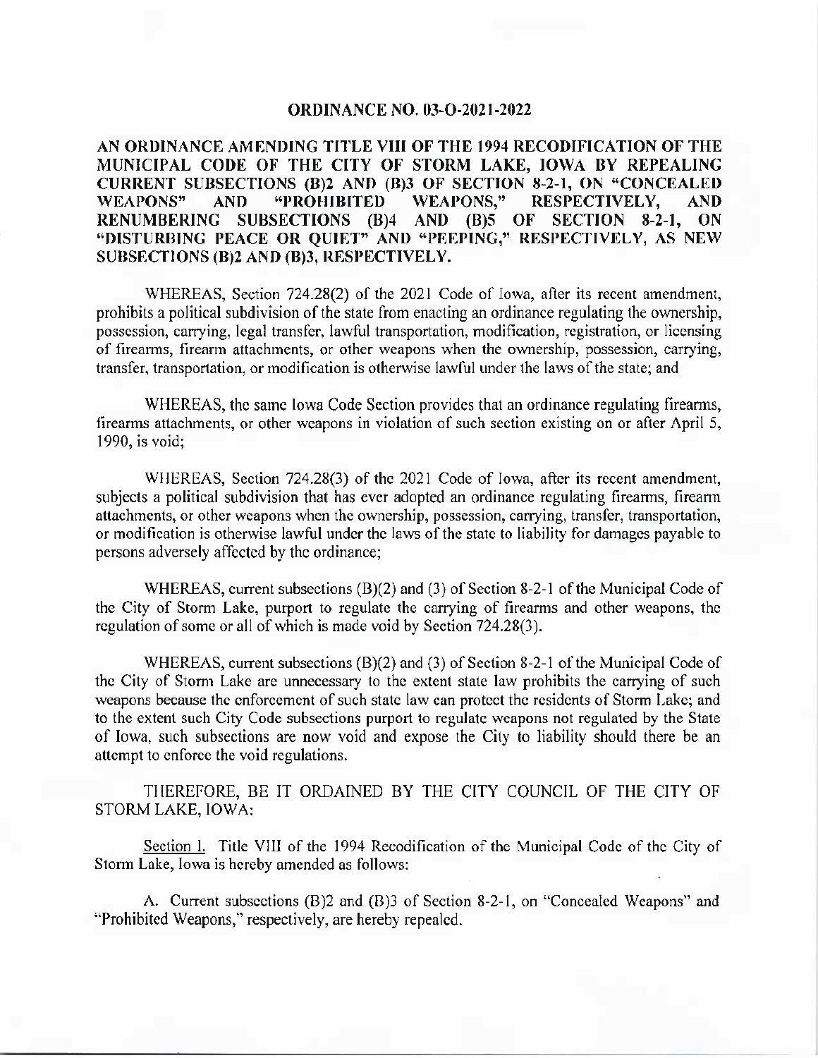# ORDINANCE NO. 03-O-2021-2022

**AN ORDINANCE AMENDING TITLE VIII OF THE 1994 RECODIFICATION OF THE MUNICIPAL CODE OF THE CITY OF STORM LAKE, IOWA BY REPEALING CURRENT SUBSECTIONS (B)2 AND (B)3 OF SECTION 8-2-1, ON "CONCEALED WEAPONS" AND "PROHIBITED WEAPONS," RESPECTIVELY, AND RENUMBERING SUBSECTIONS (B)4 AND (B)5 OF SECTION 8-2-1, ON "DISTURBING PEACE OR QUIET" AND "PEEPING," RESPECTIVELY, AS NEW SUBSECTIONS (B)2 AND (B)3, RESPECTIVELY.**

WHEREAS, Section 724.28(2) of the 2021 Code of Iowa, after its recent amendment, prohibits a political subdivision of the state from enacting an ordinance regulating the ownership, possession, carrying, legal transfer, lawful transportation, modification, registration, or licensing of firearms, firearm attachments, or other weapons when the ownership, possession, carrying, transfer, transportation, or modification is otherwise lawful under the laws of the state; and

WHEREAS, the same Iowa Code Section provides that an ordinance regulating firearms, firearms attachments, or other weapons in violation of such section existing on or after April 5, 1990, is void;

WHEREAS, Section 724.28(3) of the 2021 Code of Iowa, after its recent amendment, subjects a political subdivision that has ever adopted an ordinance regulating firearms, firearm attachments, or other weapons when the ownership, possession, carrying, transfer, transportation, or modification is otherwise lawful under the laws of the state to liability for damages payable to persons adversely affected by the ordinance;

WHEREAS, current subsections (B)(2) and (3) of Section 8-2-1 of the Municipal Code of the City of Storm Lake, purport to regulate the carrying of firearms and other weapons, the regulation of some or all of which is made void by Section 724.28(3).

WHEREAS, current subsections (B)(2) and (3) of Section 8-2-1 of the Municipal Code of the City of Storm Lake are unnecessary to the extent state law prohibits the carrying of such weapons because the enforcement of such state law can protect the residents of Storm Lake; and to the extent such City Code subsections purport to regulate weapons not regulated by the State of Iowa, such subsections are now void and expose the City to liability should there be an attempt to enforce the void regulations.

THEREFORE, BE IT ORDAINED BY THE CITY COUNCIL OF THE CITY OF STORM LAKE, IOWA:

Section 1. Title VIII of the 1994 Recodification of the Municipal Code of the City of Storm Lake, Iowa is hereby amended as follows:

A. Current subsections (B)2 and (B)3 of Section 8-2-1, on "Concealed Weapons" and "Prohibited Weapons," respectively, are hereby repealed.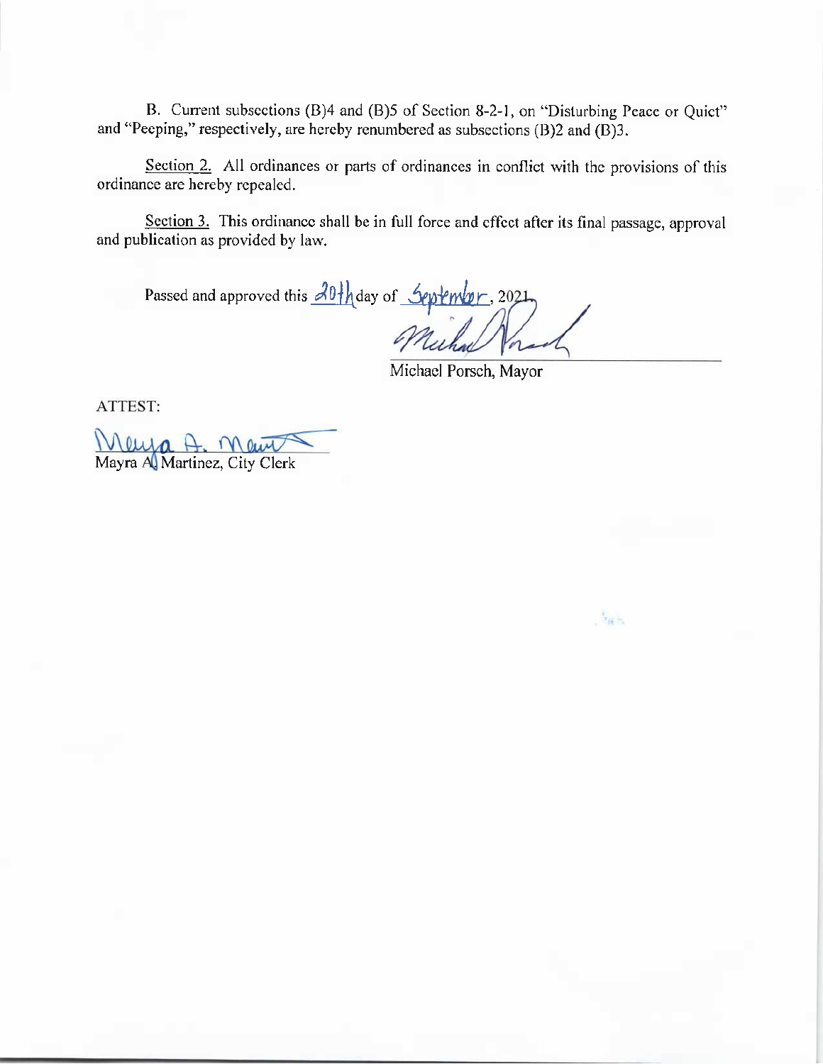B. Current subsections (B)4 and (B)5 of Section 8-2-1, on "Disturbing Peace or Quiet" and "Peeping," respectively, are hereby renumbered as subsections (B)2 and (B)3.

Section 2. All ordinances or parts of ordinances in conflict with the provisions of this ordinance are hereby repealed.

Section 3. This ordinance shall be in full force and effect after its final passage, approval and publication as provided by law.

Passed and approved this 20th day of September, 2021.

Michael Porsch, Mayor

ATTEST:

Mayra A. Martinez, City Clerk